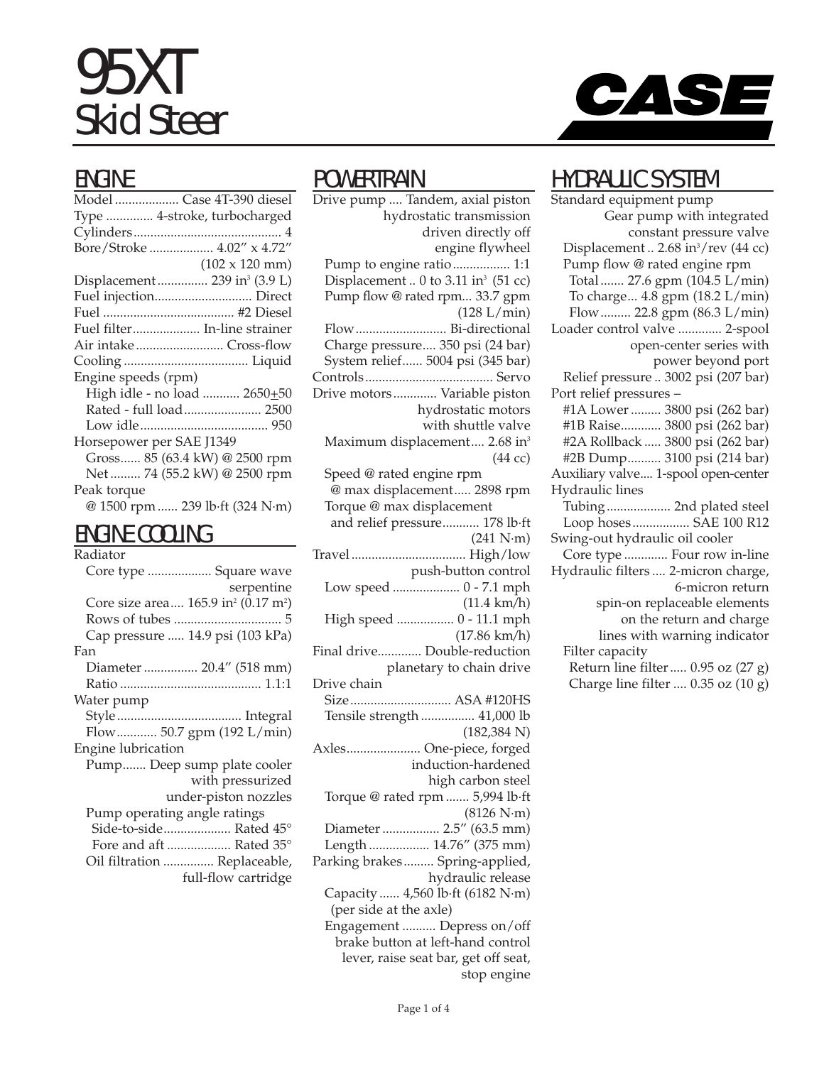# 95XT Skid Steer

CASE

## ENGINE

Model .................. Case 4T-390 diesel
Type ............. 4-stroke, turbocharged
Cylinders ........................................... 4
Bore/Stroke .................. 4.02″ x 4.72″ (102 x 120 mm)
Displacement ............... 239 in³ (3.9 L)
Fuel injection............................ Direct
Fuel ...................................... #2 Diesel
Fuel filter.................... In-line strainer
Air intake .......................... Cross-flow
Cooling .................................... Liquid
Engine speeds (rpm)
- High idle - no load ........... 2650±50
- Rated - full load....................... 2500
- Low idle..................................... 950

Horsepower per SAE J1349
- Gross...... 85 (63.4 kW) @ 2500 rpm
- Net ......... 74 (55.2 kW) @ 2500 rpm

Peak torque
- @ 1500 rpm ...... 239 lb·ft (324 N·m)

## ENGINE COOLING

Radiator
- Core type .................. Square wave serpentine
- Core size area.... 165.9 in² (0.17 m²)
- Rows of tubes ................................ 5
- Cap pressure ..... 14.9 psi (103 kPa)

Fan
- Diameter ................ 20.4″ (518 mm)
- Ratio .......................................... 1.1:1

Water pump
- Style .................................... Integral
- Flow............ 50.7 gpm (192 L/min)

Engine lubrication
- Pump....... Deep sump plate cooler with pressurized under-piston nozzles
- Pump operating angle ratings
  - Side-to-side.................... Rated 45°
  - Fore and aft ................... Rated 35°
- Oil filtration ............... Replaceable, full-flow cartridge

## POWERTRAIN

Drive pump .... Tandem, axial piston hydrostatic transmission driven directly off engine flywheel
- Pump to engine ratio ................ 1:1
- Displacement .. 0 to 3.11 in³ (51 cc)
- Pump flow @ rated rpm... 33.7 gpm (128 L/min)
- Flow ........................... Bi-directional
- Charge pressure.... 350 psi (24 bar)
- System relief...... 5004 psi (345 bar)

Controls ..................................... Servo
Drive motors ............. Variable piston hydrostatic motors with shuttle valve
- Maximum displacement.... 2.68 in³ (44 cc)
- Speed @ rated engine rpm @ max displacement..... 2898 rpm
- Torque @ max displacement and relief pressure........... 178 lb·ft (241 N·m)

Travel .................................. High/low push-button control
- Low speed .................... 0 - 7.1 mph (11.4 km/h)
- High speed ................. 0 - 11.1 mph (17.86 km/h)

Final drive............. Double-reduction planetary to chain drive
Drive chain
- Size .............................. ASA #120HS
- Tensile strength ................ 41,000 lb (182,384 N)

Axles...................... One-piece, forged induction-hardened high carbon steel
- Torque @ rated rpm ....... 5,994 lb·ft (8126 N·m)
- Diameter ................. 2.5″ (63.5 mm)
- Length .................. 14.76″ (375 mm)

Parking brakes ......... Spring-applied, hydraulic release
- Capacity ...... 4,560 lb·ft (6182 N·m) (per side at the axle)
- Engagement .......... Depress on/off brake button at left-hand control lever, raise seat bar, get off seat, stop engine

## HYDRAULIC SYSTEM

Standard equipment pump
Gear pump with integrated constant pressure valve
- Displacement .. 2.68 in³/rev (44 cc)
- Pump flow @ rated engine rpm
  - Total ....... 27.6 gpm (104.5 L/min)
  - To charge... 4.8 gpm (18.2 L/min)
  - Flow ......... 22.8 gpm (86.3 L/min)

Loader control valve ............. 2-spool open-center series with power beyond port
- Relief pressure .. 3002 psi (207 bar)

Port relief pressures –
- #1A Lower ......... 3800 psi (262 bar)
- #1B Raise............ 3800 psi (262 bar)
- #2A Rollback ..... 3800 psi (262 bar)
- #2B Dump.......... 3100 psi (214 bar)

Auxiliary valve.... 1-spool open-center
Hydraulic lines
- Tubing ................... 2nd plated steel
- Loop hoses ................. SAE 100 R12

Swing-out hydraulic oil cooler
- Core type ............. Four row in-line

Hydraulic filters .... 2-micron charge, 6-micron return spin-on replaceable elements on the return and charge lines with warning indicator
- Filter capacity
  - Return line filter ..... 0.95 oz (27 g)
  - Charge line filter .... 0.35 oz (10 g)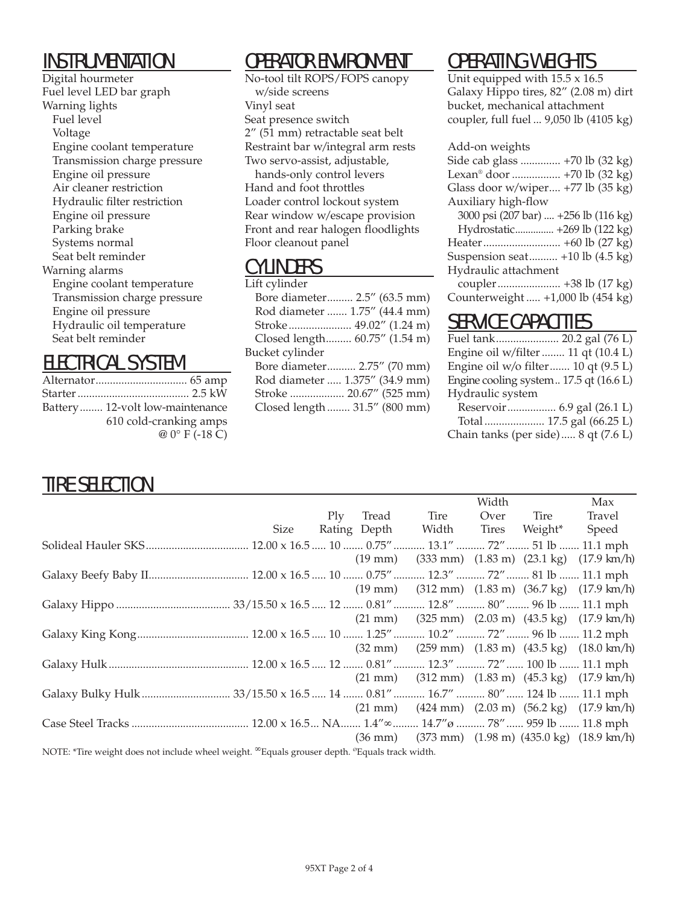## INSTRUMENTATION

Digital hourmeter
Fuel level LED bar graph
Warning lights
- Fuel level
- Voltage
- Engine coolant temperature
- Transmission charge pressure
- Engine oil pressure
- Air cleaner restriction
- Hydraulic filter restriction
- Engine oil pressure
- Parking brake
- Systems normal
- Seat belt reminder

Warning alarms
- Engine coolant temperature
- Transmission charge pressure
- Engine oil pressure
- Hydraulic oil temperature
- Seat belt reminder

## ELECTRICAL SYSTEM

Alternator ................................ 65 amp
Starter ....................................... 2.5 kW
Battery ........ 12-volt low-maintenance
610 cold-cranking amps
@ 0° F (-18 C)

## OPERATOR ENVIRONMENT

No-tool tilt ROPS/FOPS canopy w/side screens
Vinyl seat
Seat presence switch
2″ (51 mm) retractable seat belt
Restraint bar w/integral arm rests
Two servo-assist, adjustable, hands-only control levers
Hand and foot throttles
Loader control lockout system
Rear window w/escape provision
Front and rear halogen floodlights
Floor cleanout panel

## CYLINDERS

Lift cylinder
- Bore diameter......... 2.5″ (63.5 mm)
- Rod diameter ....... 1.75″ (44.4 mm)
- Stroke...................... 49.02″ (1.24 m)
- Closed length......... 60.75″ (1.54 m)

Bucket cylinder
- Bore diameter.......... 2.75″ (70 mm)
- Rod diameter ..... 1.375″ (34.9 mm)
- Stroke .................. 20.67″ (525 mm)
- Closed length........ 31.5″ (800 mm)

## OPERATING WEIGHTS

Unit equipped with 15.5 x 16.5 Galaxy Hippo tires, 82″ (2.08 m) dirt bucket, mechanical attachment coupler, full fuel ... 9,050 lb (4105 kg)

Add-on weights
- Side cab glass ............. +70 lb (32 kg)
- Lexan® door ................. +70 lb (32 kg)
- Glass door w/wiper.... +77 lb (35 kg)
- Auxiliary high-flow
  - 3000 psi (207 bar) .... +256 lb (116 kg)
  - Hydrostatic............... +269 lb (122 kg)
- Heater........................... +60 lb (27 kg)
- Suspension seat.......... +10 lb (4.5 kg)
- Hydraulic attachment coupler...................... +38 lb (17 kg)
- Counterweight ..... +1,000 lb (454 kg)

## SERVICE CAPACITIES

Fuel tank...................... 20.2 gal (76 L)
Engine oil w/filter ........ 11 qt (10.4 L)
Engine oil w/o filter....... 10 qt (9.5 L)
Engine cooling system.. 17.5 qt (16.6 L)
Hydraulic system
- Reservoir................. 6.9 gal (26.1 L)
- Total..................... 17.5 gal (66.25 L)

Chain tanks (per side)..... 8 qt (7.6 L)

## TIRE SELECTION

| | Size | Ply Rating | Tread Depth | Tire Width | Width Over Tires | Tire Weight* | Max Travel Speed |
|---|---|---|---|---|---|---|---|
| Solideal Hauler SKS | 12.00 x 16.5 | 10 | 0.75″ (19 mm) | 13.1″ (333 mm) | 72″ (1.83 m) | 51 lb (23.1 kg) | 11.1 mph (17.9 km/h) |
| Galaxy Beefy Baby II | 12.00 x 16.5 | 10 | 0.75″ (19 mm) | 12.3″ (312 mm) | 72″ (1.83 m) | 81 lb (36.7 kg) | 11.1 mph (17.9 km/h) |
| Galaxy Hippo | 33/15.50 x 16.5 | 12 | 0.81″ (21 mm) | 12.8″ (325 mm) | 80″ (2.03 m) | 96 lb (43.5 kg) | 11.1 mph (17.9 km/h) |
| Galaxy King Kong | 12.00 x 16.5 | 10 | 1.25″ (32 mm) | 10.2″ (259 mm) | 72″ (1.83 m) | 96 lb (43.5 kg) | 11.2 mph (18.0 km/h) |
| Galaxy Hulk | 12.00 x 16.5 | 12 | 0.81″ (21 mm) | 12.3″ (312 mm) | 72″ (1.83 m) | 100 lb (45.3 kg) | 11.1 mph (17.9 km/h) |
| Galaxy Bulky Hulk | 33/15.50 x 16.5 | 14 | 0.81″ (21 mm) | 16.7″ (424 mm) | 80″ (2.03 m) | 124 lb (56.2 kg) | 11.1 mph (17.9 km/h) |
| Case Steel Tracks | 12.00 x 16.5 | NA | 1.4″∞ (36 mm) | 14.7″ø (373 mm) | 78″ (1.98 m) | 959 lb (435.0 kg) | 11.8 mph (18.9 km/h) |

NOTE: *Tire weight does not include wheel weight. ∞Equals grouser depth. øEquals track width.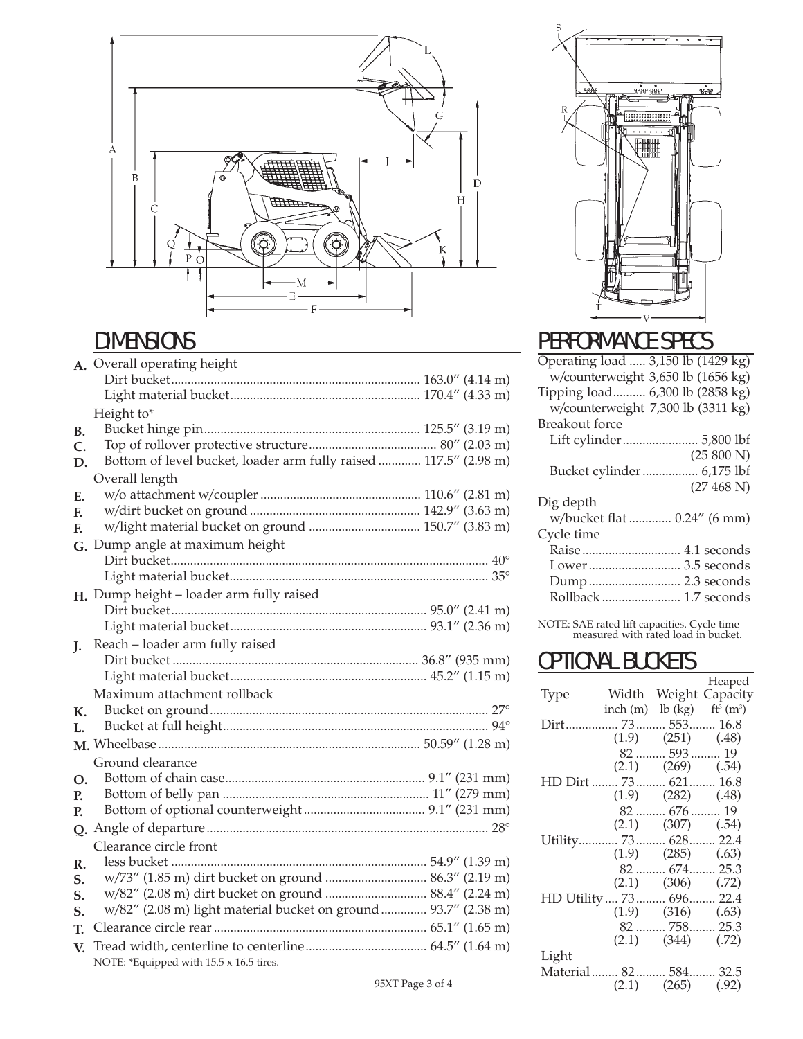## DIMENSIONS

| | | |
|---|---|---|
| **A.** | Overall operating height | |
| | Dirt bucket | 163.0″ (4.14 m) |
| | Light material bucket | 170.4″ (4.33 m) |
| | Height to* | |
| **B.** | Bucket hinge pin | 125.5″ (3.19 m) |
| **C.** | Top of rollover protective structure | 80″ (2.03 m) |
| **D.** | Bottom of level bucket, loader arm fully raised | 117.5″ (2.98 m) |
| | Overall length | |
| **E.** | w/o attachment w/coupler | 110.6″ (2.81 m) |
| **F.** | w/dirt bucket on ground | 142.9″ (3.63 m) |
| **F.** | w/light material bucket on ground | 150.7″ (3.83 m) |
| **G.** | Dump angle at maximum height | |
| | Dirt bucket | 40° |
| | Light material bucket | 35° |
| **H.** | Dump height – loader arm fully raised | |
| | Dirt bucket | 95.0″ (2.41 m) |
| | Light material bucket | 93.1″ (2.36 m) |
| **J.** | Reach – loader arm fully raised | |
| | Dirt bucket | 36.8″ (935 mm) |
| | Light material bucket | 45.2″ (1.15 m) |
| | Maximum attachment rollback | |
| **K.** | Bucket on ground | 27° |
| **L.** | Bucket at full height | 94° |
| **M.** | Wheelbase | 50.59″ (1.28 m) |
| | Ground clearance | |
| **O.** | Bottom of chain case | 9.1″ (231 mm) |
| **P.** | Bottom of belly pan | 11″ (279 mm) |
| **P.** | Bottom of optional counterweight | 9.1″ (231 mm) |
| **Q.** | Angle of departure | 28° |
| | Clearance circle front | |
| **R.** | less bucket | 54.9″ (1.39 m) |
| **S.** | w/73″ (1.85 m) dirt bucket on ground | 86.3″ (2.19 m) |
| **S.** | w/82″ (2.08 m) dirt bucket on ground | 88.4″ (2.24 m) |
| **S.** | w/82″ (2.08 m) light material bucket on ground | 93.7″ (2.38 m) |
| **T.** | Clearance circle rear | 65.1″ (1.65 m) |
| **V.** | Tread width, centerline to centerline | 64.5″ (1.64 m) |

NOTE: *Equipped with 15.5 x 16.5 tires.

## PERFORMANCE SPECS

| | |
|---|---|
| Operating load | 3,150 lb (1429 kg) |
| w/counterweight | 3,650 lb (1656 kg) |
| Tipping load | 6,300 lb (2858 kg) |
| w/counterweight | 7,300 lb (3311 kg) |
| Breakout force | |
| Lift cylinder | 5,800 lbf (25 800 N) |
| Bucket cylinder | 6,175 lbf (27 468 N) |
| Dig depth | |
| w/bucket flat | 0.24″ (6 mm) |
| Cycle time | |
| Raise | 4.1 seconds |
| Lower | 3.5 seconds |
| Dump | 2.3 seconds |
| Rollback | 1.7 seconds |

NOTE: SAE rated lift capacities. Cycle time measured with rated load in bucket.

## OPTIONAL BUCKETS

| Type | Width inch (m) | Weight lb (kg) | Heaped Capacity ft³ (m³) |
|---|---|---|---|
| Dirt | 73 (1.9) | 553 (251) | 16.8 (.48) |
| | 82 (2.1) | 593 (269) | 19 (.54) |
| HD Dirt | 73 (1.9) | 621 (282) | 16.8 (.48) |
| | 82 (2.1) | 676 (307) | 19 (.54) |
| Utility | 73 (1.9) | 628 (285) | 22.4 (.63) |
| | 82 (2.1) | 674 (306) | 25.3 (.72) |
| HD Utility | 73 (1.9) | 696 (316) | 22.4 (.63) |
| | 82 (2.1) | 758 (344) | 25.3 (.72) |
| Light Material | 82 (2.1) | 584 (265) | 32.5 (.92) |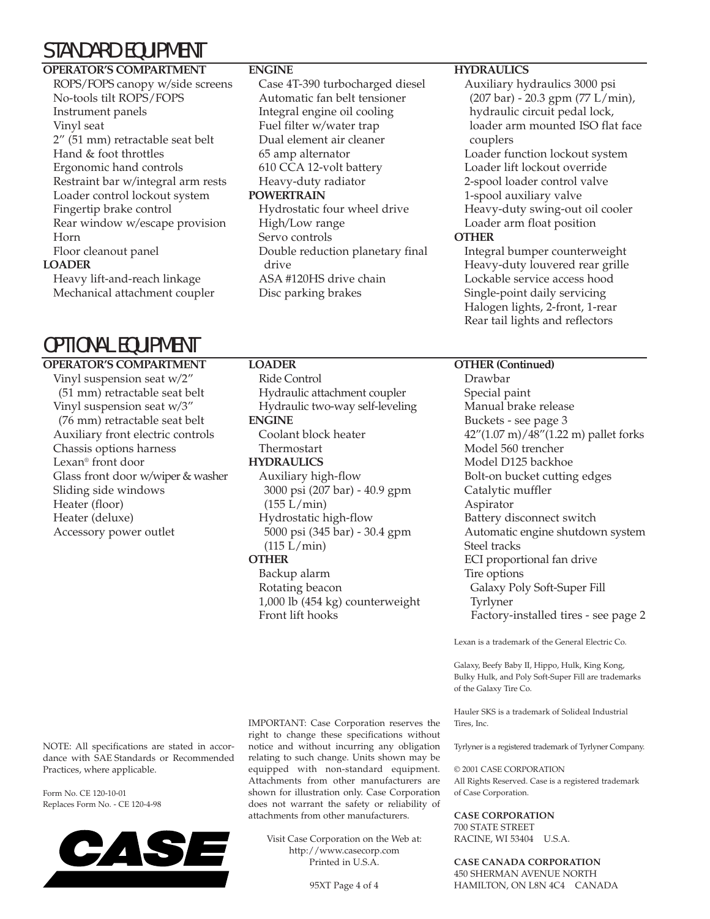# STANDARD EQUIPMENT

### OPERATOR'S COMPARTMENT

- ROPS/FOPS canopy w/side screens
- No-tools tilt ROPS/FOPS
- Instrument panels
- Vinyl seat
- 2″ (51 mm) retractable seat belt
- Hand & foot throttles
- Ergonomic hand controls
- Restraint bar w/integral arm rests
- Loader control lockout system
- Fingertip brake control
- Rear window w/escape provision
- Horn
- Floor cleanout panel

### LOADER

- Heavy lift-and-reach linkage
- Mechanical attachment coupler

### ENGINE

- Case 4T-390 turbocharged diesel
- Automatic fan belt tensioner
- Integral engine oil cooling
- Fuel filter w/water trap
- Dual element air cleaner
- 65 amp alternator
- 610 CCA 12-volt battery
- Heavy-duty radiator

### POWERTRAIN

- Hydrostatic four wheel drive
- High/Low range
- Servo controls
- Double reduction planetary final drive
- ASA #120HS drive chain
- Disc parking brakes

### HYDRAULICS

- Auxiliary hydraulics 3000 psi (207 bar) - 20.3 gpm (77 L/min), hydraulic circuit pedal lock, loader arm mounted ISO flat face couplers
- Loader function lockout system
- Loader lift lockout override
- 2-spool loader control valve
- 1-spool auxiliary valve
- Heavy-duty swing-out oil cooler
- Loader arm float position

### OTHER

- Integral bumper counterweight
- Heavy-duty louvered rear grille
- Lockable service access hood
- Single-point daily servicing
- Halogen lights, 2-front, 1-rear
- Rear tail lights and reflectors

# OPTIONAL EQUIPMENT

### OPERATOR'S COMPARTMENT

- Vinyl suspension seat w/2″ (51 mm) retractable seat belt
- Vinyl suspension seat w/3″ (76 mm) retractable seat belt
- Auxiliary front electric controls
- Chassis options harness
- Lexan® front door
- Glass front door w/wiper & washer
- Sliding side windows
- Heater (floor)
- Heater (deluxe)
- Accessory power outlet

### LOADER

- Ride Control
- Hydraulic attachment coupler
- Hydraulic two-way self-leveling

### ENGINE

- Coolant block heater
- Thermostart

### HYDRAULICS

- Auxiliary high-flow 3000 psi (207 bar) - 40.9 gpm (155 L/min)
- Hydrostatic high-flow 5000 psi (345 bar) - 30.4 gpm (115 L/min)

### OTHER

- Backup alarm
- Rotating beacon
- 1,000 lb (454 kg) counterweight
- Front lift hooks

### OTHER (Continued)

- Drawbar
- Special paint
- Manual brake release
- Buckets - see page 3
- 42″(1.07 m)/48″(1.22 m) pallet forks
- Model 560 trencher
- Model D125 backhoe
- Bolt-on bucket cutting edges
- Catalytic muffler
- Aspirator
- Battery disconnect switch
- Automatic engine shutdown system
- Steel tracks
- ECI proportional fan drive
- Tire options
  - Galaxy Poly Soft-Super Fill
  - Tyrlyner
  - Factory-installed tires - see page 2

Lexan is a trademark of the General Electric Co.

Galaxy, Beefy Baby II, Hippo, Hulk, King Kong, Bulky Hulk, and Poly Soft-Super Fill are trademarks of the Galaxy Tire Co.

Hauler SKS is a trademark of Solideal Industrial Tires, Inc.

Tyrlyner is a registered trademark of Tyrlyner Company.

NOTE: All specifications are stated in accordance with SAE Standards or Recommended Practices, where applicable.

Form No. CE 120-10-01
Replaces Form No. - CE 120-4-98

CASE

IMPORTANT: Case Corporation reserves the right to change these specifications without notice and without incurring any obligation relating to such change. Units shown may be equipped with non-standard equipment. Attachments from other manufacturers are shown for illustration only. Case Corporation does not warrant the safety or reliability of attachments from other manufacturers.

Visit Case Corporation on the Web at:
http://www.casecorp.com
Printed in U.S.A.

© 2001 CASE CORPORATION
All Rights Reserved. Case is a registered trademark of Case Corporation.

**CASE CORPORATION**
700 STATE STREET
RACINE, WI 53404 U.S.A.

**CASE CANADA CORPORATION**
450 SHERMAN AVENUE NORTH
HAMILTON, ON L8N 4C4 CANADA